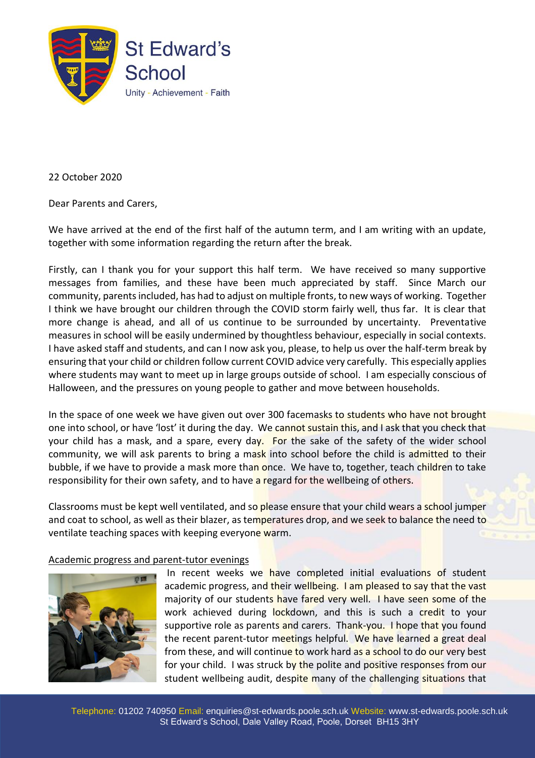St Edward's School

Unity - Achievement - Faith

22 October 2020

Dear Parents and Carers,

We have arrived at the end of the first half of the autumn term, and I am writing with an update, together with some information regarding the return after the break.

Firstly, can I thank you for your support this half term. We have received so many supportive messages from families, and these have been much appreciated by staff. Since March our community, parents included, has had to adjust on multiple fronts, to new ways of working. Together I think we have brought our children through the COVID storm fairly well, thus far. It is clear that more change is ahead, and all of us continue to be surrounded by uncertainty. Preventative measures in school will be easily undermined by thoughtless behaviour, especially in social contexts. I have asked staff and students, and can I now ask you, please, to help us over the half-term break by ensuring that your child or children follow current COVID advice very carefully. This especially applies where students may want to meet up in large groups outside of school. I am especially conscious of Halloween, and the pressures on young people to gather and move between households.

In the space of one week we have given out over 300 facemasks to students who have not brought one into school, or have 'lost' it during the day. We cannot sustain this, and I ask that you check that your child has a mask, and a spare, every day. For the sake of the safety of the wider school community, we will ask parents to bring a mask into school before the child is admitted to their bubble, if we have to provide a mask more than once. We have to, together, teach children to take responsibility for their own safety, and to have a regard for the wellbeing of others.

Classrooms must be kept well ventilated, and so please ensure that your child wears a school jumper and coat to school, as well as their blazer, as temperatures drop, and we seek to balance the need to ventilate teaching spaces with keeping everyone warm.

## Academic progress and parent-tutor evenings

In recent weeks we have completed initial evaluations of student academic progress, and their wellbeing. I am pleased to say that the vast majority of our students have fared very well. I have seen some of the work achieved during lockdown, and this is such a credit to your supportive role as parents and carers. Thank-you. I hope that you found the recent parent-tutor meetings helpful. We have learned a great deal from these, and will continue to work hard as a school to do our very best for your child. I was struck by the polite and positive responses from our student wellbeing audit, despite many of the challenging situations that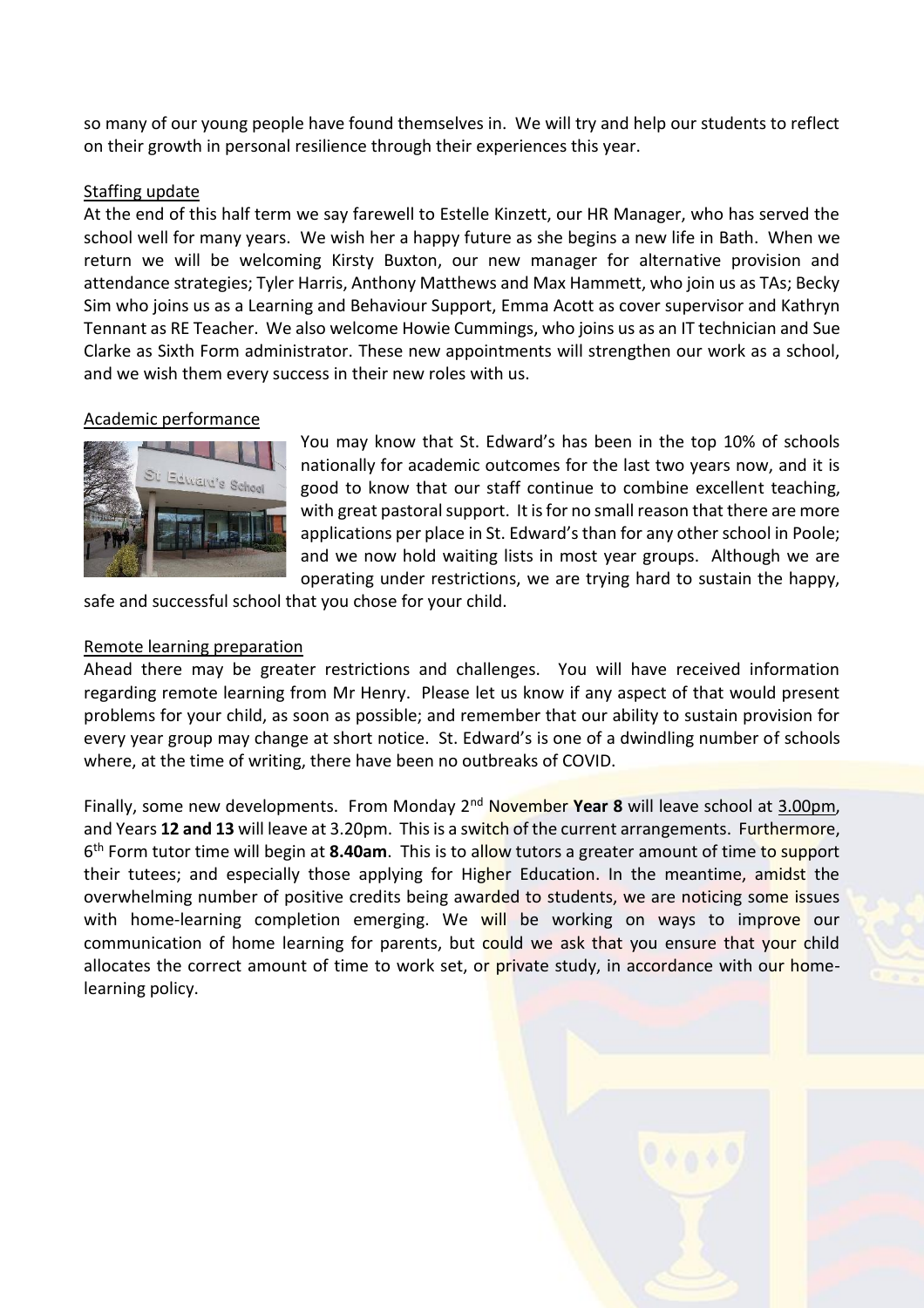so many of our young people have found themselves in. We will try and help our students to reflect on their growth in personal resilience through their experiences this year.

## Staffing update

At the end of this half term we say farewell to Estelle Kinzett, our HR Manager, who has served the school well for many years. We wish her a happy future as she begins a new life in Bath. When we return we will be welcoming Kirsty Buxton, our new manager for alternative provision and attendance strategies; Tyler Harris, Anthony Matthews and Max Hammett, who join us as TAs; Becky Sim who joins us as a Learning and Behaviour Support, Emma Acott as cover supervisor and Kathryn Tennant as RE Teacher. We also welcome Howie Cummings, who joins us as an IT technician and Sue Clarke as Sixth Form administrator. These new appointments will strengthen our work as a school, and we wish them every success in their new roles with us.

## Academic performance

You may know that St. Edward's has been in the top 10% of schools nationally for academic outcomes for the last two years now, and it is good to know that our staff continue to combine excellent teaching, with great pastoral support. It is for no small reason that there are more applications per place in St. Edward's than for any other school in Poole; and we now hold waiting lists in most year groups. Although we are operating under restrictions, we are trying hard to sustain the happy, safe and successful school that you chose for your child.

## Remote learning preparation

Ahead there may be greater restrictions and challenges. You will have received information regarding remote learning from Mr Henry. Please let us know if any aspect of that would present problems for your child, as soon as possible; and remember that our ability to sustain provision for every year group may change at short notice. St. Edward's is one of a dwindling number of schools where, at the time of writing, there have been no outbreaks of COVID.

Finally, some new developments. From Monday 2nd November **Year 8** will leave school at 3.00pm, and Years **12 and 13** will leave at 3.20pm. This is a switch of the current arrangements. Furthermore, 6th Form tutor time will begin at **8.40am**. This is to allow tutors a greater amount of time to support their tutees; and especially those applying for Higher Education. In the meantime, amidst the overwhelming number of positive credits being awarded to students, we are noticing some issues with home-learning completion emerging. We will be working on ways to improve our communication of home learning for parents, but could we ask that you ensure that your child allocates the correct amount of time to work set, or private study, in accordance with our home-learning policy.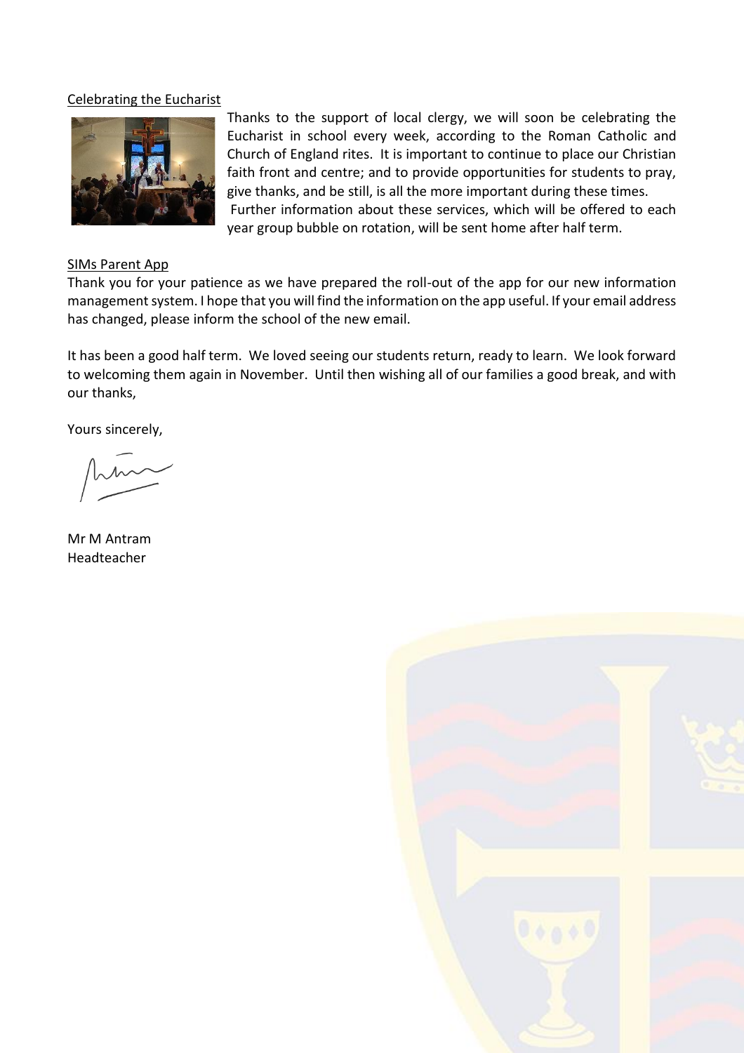Celebrating the Eucharist

Thanks to the support of local clergy, we will soon be celebrating the Eucharist in school every week, according to the Roman Catholic and Church of England rites. It is important to continue to place our Christian faith front and centre; and to provide opportunities for students to pray, give thanks, and be still, is all the more important during these times. Further information about these services, which will be offered to each year group bubble on rotation, will be sent home after half term.

SIMs Parent App

Thank you for your patience as we have prepared the roll-out of the app for our new information management system. I hope that you will find the information on the app useful. If your email address has changed, please inform the school of the new email.

It has been a good half term. We loved seeing our students return, ready to learn. We look forward to welcoming them again in November. Until then wishing all of our families a good break, and with our thanks,

Yours sincerely,

Mr M Antram
Headteacher